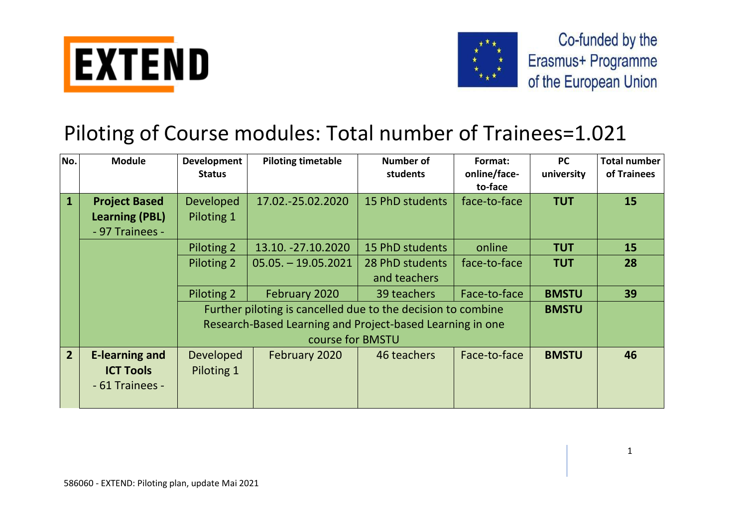EXTEND

Co-funded by the Erasmus+ Programme of the European Union

# Piloting of Course modules: Total number of Trainees=1.021

| No. | Module | Development Status | Piloting timetable | Number of students | Format: online/face-to-face | PC university | Total number of Trainees |
|---|---|---|---|---|---|---|---|
| **1** | **Project Based Learning (PBL)** - 97 Trainees - | Developed Piloting 1 | 17.02.-25.02.2020 | 15 PhD students | face-to-face | **TUT** | **15** |
| | | Piloting 2 | 13.10. -27.10.2020 | 15 PhD students | online | **TUT** | **15** |
| | | Piloting 2 | 05.05. – 19.05.2021 | 28 PhD students and teachers | face-to-face | **TUT** | **28** |
| | | Piloting 2 | February 2020 | 39 teachers | Face-to-face | **BMSTU** | **39** |
| | | Further piloting is cancelled due to the decision to combine Research-Based Learning and Project-based Learning in one course for BMSTU | | | | **BMSTU** | |
| **2** | **E-learning and ICT Tools** - 61 Trainees - | Developed Piloting 1 | February 2020 | 46 teachers | Face-to-face | **BMSTU** | **46** |

586060 - EXTEND: Piloting plan, update Mai 2021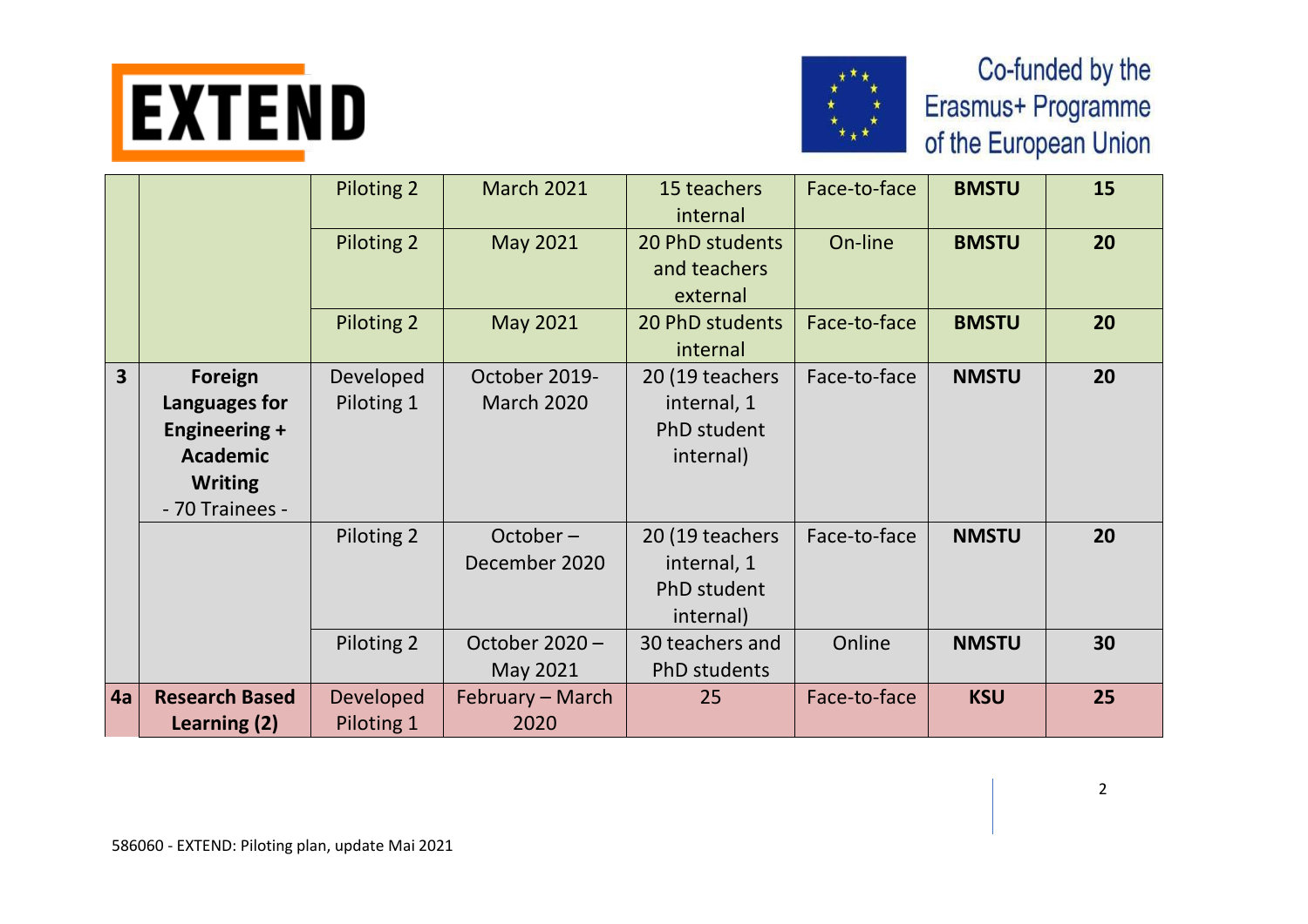| | | Piloting 2 | March 2021 | 15 teachers internal | Face-to-face | **BMSTU** | **15** |
|---|---|---|---|---|---|---|---|
| | | Piloting 2 | May 2021 | 20 PhD students and teachers external | On-line | **BMSTU** | **20** |
| | | Piloting 2 | May 2021 | 20 PhD students internal | Face-to-face | **BMSTU** | **20** |
| **3** | **Foreign Languages for Engineering + Academic Writing** - 70 Trainees - | Developed Piloting 1 | October 2019- March 2020 | 20 (19 teachers internal, 1 PhD student internal) | Face-to-face | **NMSTU** | **20** |
| | | Piloting 2 | October – December 2020 | 20 (19 teachers internal, 1 PhD student internal) | Face-to-face | **NMSTU** | **20** |
| | | Piloting 2 | October 2020 – May 2021 | 30 teachers and PhD students | Online | **NMSTU** | **30** |
| **4a** | **Research Based Learning (2)** | Developed Piloting 1 | February – March 2020 | 25 | Face-to-face | **KSU** | **25** |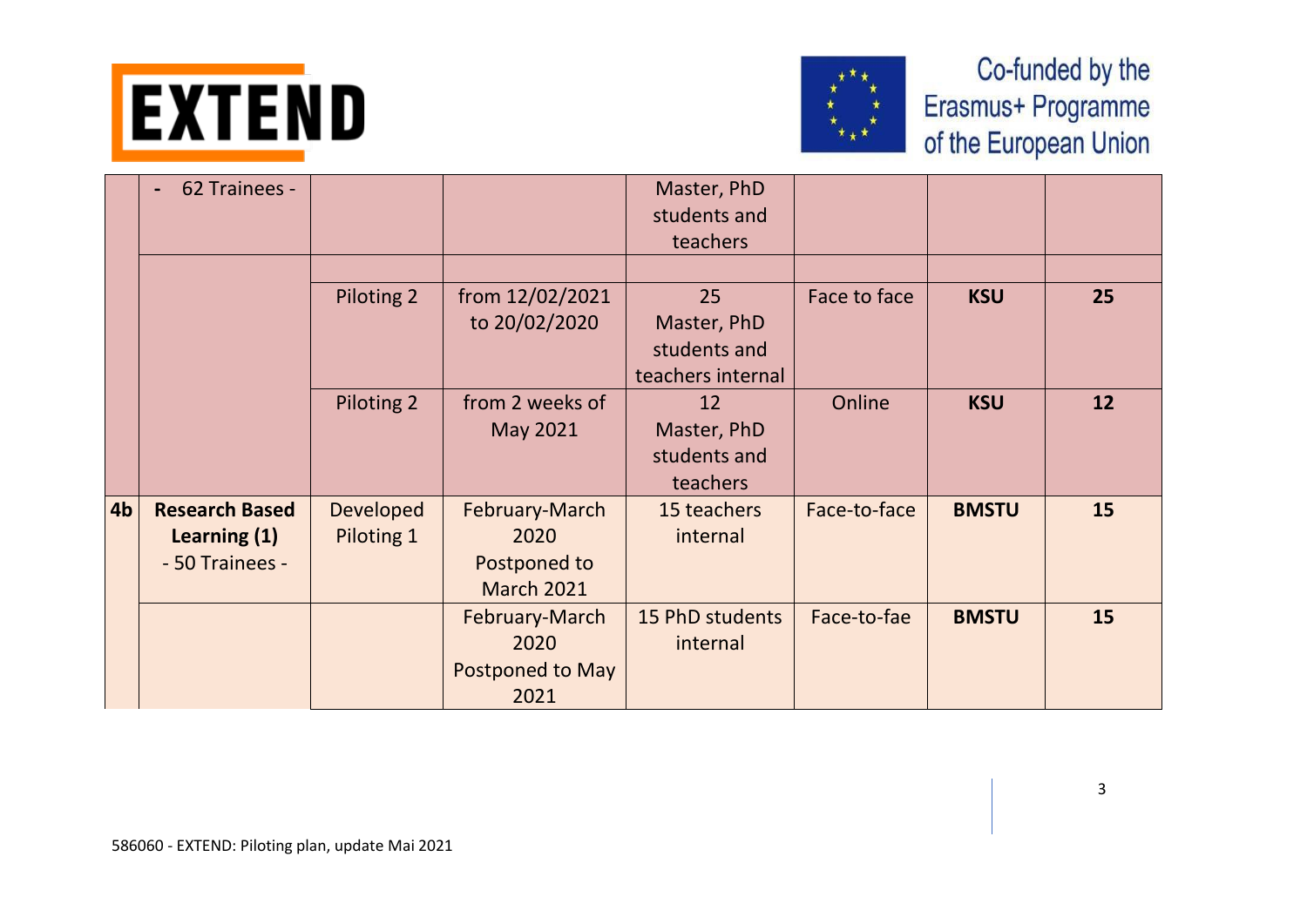|  |  |  |  |  |  |  |  |
|---|---|---|---|---|---|---|---|
|  | - 62 Trainees - |  |  | Master, PhD students and teachers |  |  |  |
|  |  |  |  |  |  |  |  |
|  |  | Piloting 2 | from 12/02/2021 to 20/02/2020 | 25 Master, PhD students and teachers internal | Face to face | **KSU** | **25** |
|  |  | Piloting 2 | from 2 weeks of May 2021 | 12 Master, PhD students and teachers | Online | **KSU** | **12** |
| **4b** | **Research Based Learning (1)** - 50 Trainees - | Developed Piloting 1 | February-March 2020 Postponed to March 2021 | 15 teachers internal | Face-to-face | **BMSTU** | **15** |
|  |  |  | February-March 2020 Postponed to May 2021 | 15 PhD students internal | Face-to-fae | **BMSTU** | **15** |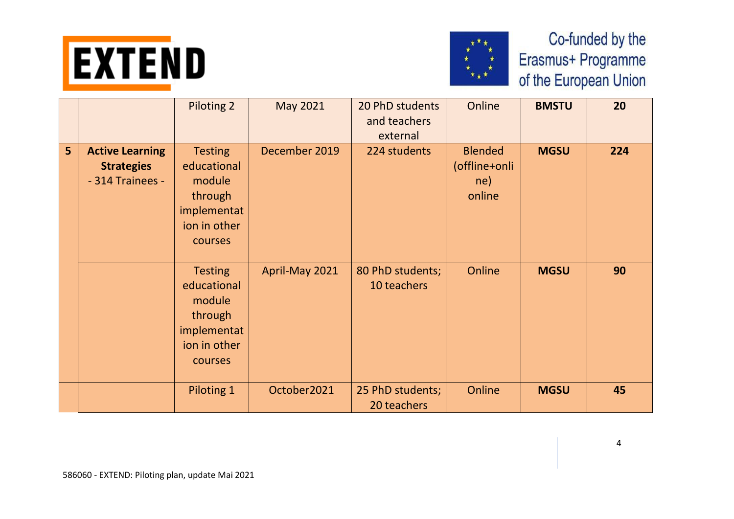|   |   |   |   |   |   |   |   |
|---|---|---|---|---|---|---|---|
|   |   | Piloting 2 | May 2021 | 20 PhD students and teachers external | Online | **BMSTU** | **20** |
| **5** | **Active Learning Strategies** - 314 Trainees - | Testing educational module through implementation in other courses | December 2019 | 224 students | Blended (offline+online) online | **MGSU** | **224** |
|   |   | Testing educational module through implementation in other courses | April-May 2021 | 80 PhD students; 10 teachers | Online | **MGSU** | **90** |
|   |   | Piloting 1 | October2021 | 25 PhD students; 20 teachers | Online | **MGSU** | **45** |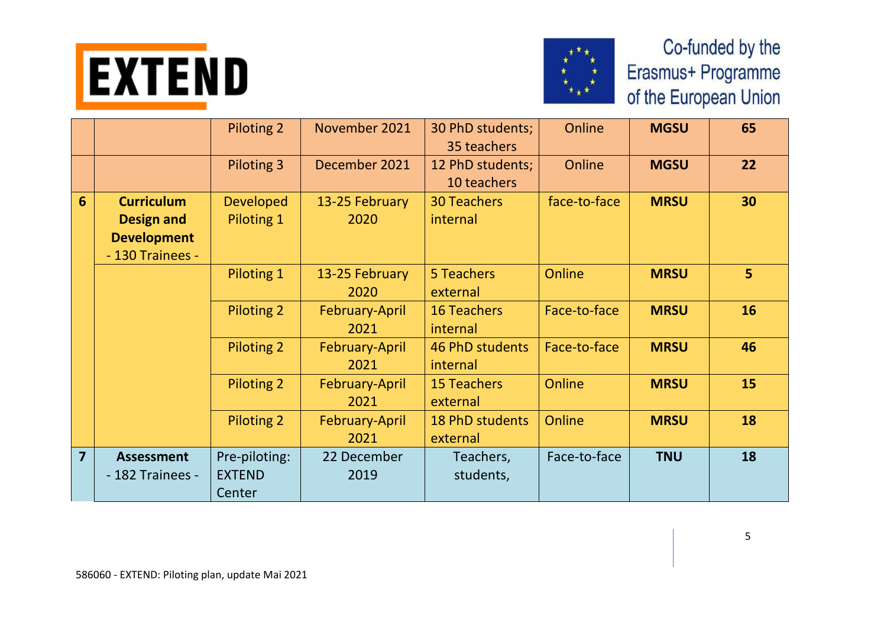| | | | | | | | |
|---|---|---|---|---|---|---|---|
| | | Piloting 2 | November 2021 | 30 PhD students; 35 teachers | Online | **MGSU** | **65** |
| | | Piloting 3 | December 2021 | 12 PhD students; 10 teachers | Online | **MGSU** | **22** |
| **6** | **Curriculum Design and Development** - 130 Trainees - | Developed Piloting 1 | 13-25 February 2020 | 30 Teachers internal | face-to-face | **MRSU** | **30** |
| | | Piloting 1 | 13-25 February 2020 | 5 Teachers external | Online | **MRSU** | **5** |
| | | Piloting 2 | February-April 2021 | 16 Teachers internal | Face-to-face | **MRSU** | **16** |
| | | Piloting 2 | February-April 2021 | 46 PhD students internal | Face-to-face | **MRSU** | **46** |
| | | Piloting 2 | February-April 2021 | 15 Teachers external | Online | **MRSU** | **15** |
| | | Piloting 2 | February-April 2021 | 18 PhD students external | Online | **MRSU** | **18** |
| **7** | **Assessment** - 182 Trainees - | Pre-piloting: EXTEND Center | 22 December 2019 | Teachers, students, | Face-to-face | **TNU** | **18** |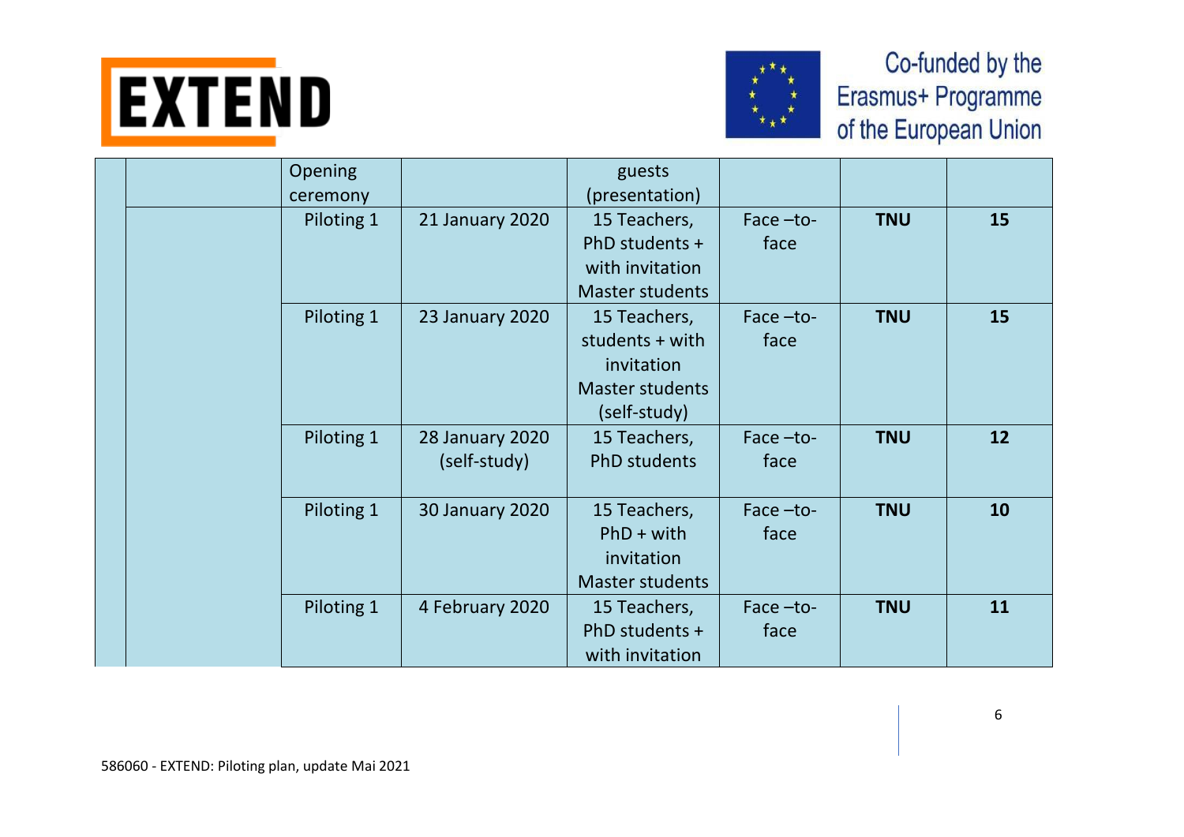|  |  |  |  |  |  |  |  |
|---|---|---|---|---|---|---|---|
|  |  | Opening ceremony |  | guests (presentation) |  |  |  |
|  |  | Piloting 1 | 21 January 2020 | 15 Teachers, PhD students + with invitation Master students | Face –to-face | **TNU** | **15** |
|  |  | Piloting 1 | 23 January 2020 | 15 Teachers, students + with invitation Master students (self-study) | Face –to-face | **TNU** | **15** |
|  |  | Piloting 1 | 28 January 2020 (self-study) | 15 Teachers, PhD students | Face –to-face | **TNU** | **12** |
|  |  | Piloting 1 | 30 January 2020 | 15 Teachers, PhD + with invitation Master students | Face –to-face | **TNU** | **10** |
|  |  | Piloting 1 | 4 February 2020 | 15 Teachers, PhD students + with invitation | Face –to-face | **TNU** | **11** |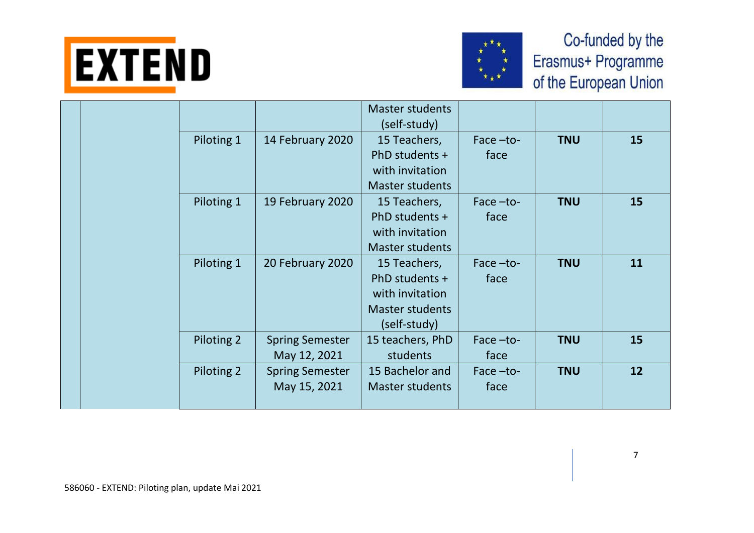|  |  |  |  | Master students (self-study) |  |  |  |
|---|---|---|---|---|---|---|---|
|  |  | Piloting 1 | 14 February 2020 | 15 Teachers, PhD students + with invitation Master students | Face –to-face | **TNU** | **15** |
|  |  | Piloting 1 | 19 February 2020 | 15 Teachers, PhD students + with invitation Master students | Face –to-face | **TNU** | **15** |
|  |  | Piloting 1 | 20 February 2020 | 15 Teachers, PhD students + with invitation Master students (self-study) | Face –to-face | **TNU** | **11** |
|  |  | Piloting 2 | Spring Semester May 12, 2021 | 15 teachers, PhD students | Face –to-face | **TNU** | **15** |
|  |  | Piloting 2 | Spring Semester May 15, 2021 | 15 Bachelor and Master students | Face –to-face | **TNU** | **12** |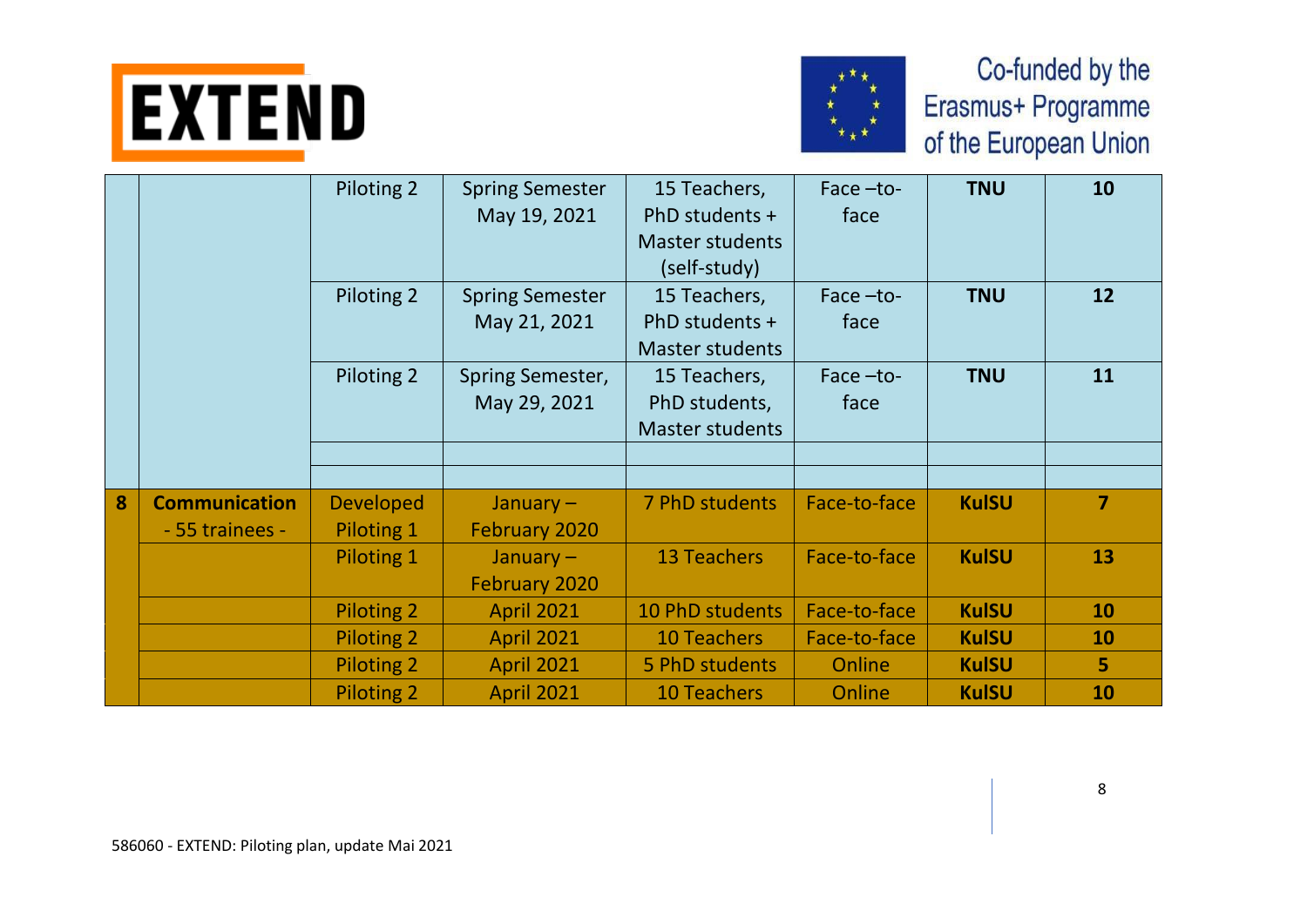| | | | | | | | |
|---|---|---|---|---|---|---|---|
| | | Piloting 2 | Spring Semester May 19, 2021 | 15 Teachers, PhD students + Master students (self-study) | Face –to-face | **TNU** | **10** |
| | | Piloting 2 | Spring Semester May 21, 2021 | 15 Teachers, PhD students + Master students | Face –to-face | **TNU** | **12** |
| | | Piloting 2 | Spring Semester, May 29, 2021 | 15 Teachers, PhD students, Master students | Face –to-face | **TNU** | **11** |
| | | | | | | | |
| | | | | | | | |
| **8** | **Communication** - 55 trainees - | Developed Piloting 1 | January – February 2020 | 7 PhD students | Face-to-face | **KulSU** | **7** |
| | | Piloting 1 | January – February 2020 | 13 Teachers | Face-to-face | **KulSU** | **13** |
| | | Piloting 2 | April 2021 | 10 PhD students | Face-to-face | **KulSU** | **10** |
| | | Piloting 2 | April 2021 | 10 Teachers | Face-to-face | **KulSU** | **10** |
| | | Piloting 2 | April 2021 | 5 PhD students | Online | **KulSU** | **5** |
| | | Piloting 2 | April 2021 | 10 Teachers | Online | **KulSU** | **10** |